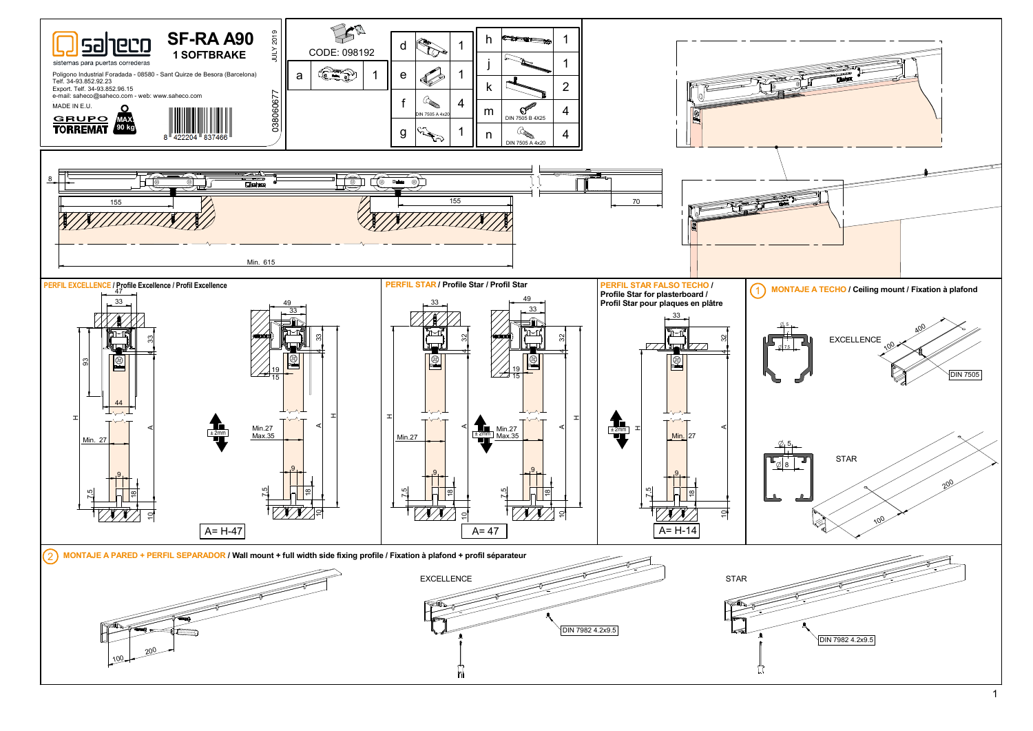# saheco

sistemas para puertas correderas

Polígono Industrial Foradada - 08580 - Sant Quirze de Besora (Barcelona)
Telf. 34-93.852.92.23
Export. Telf. 34-93.852.96.15
e-mail: saheco@saheco.com - web: www.saheco.com

MADE IN E.U.

GRUPO TORREMAT

MAX 90 kg

8 422204 837466

## SF-RA A90

### 1 SOFTBRAKE

JULY 2019

03806067​7

CODE: 098192

| | | |
|---|---|---|
| a | | 1 |
| d | | 1 |
| e | | 1 |
| f | DIN 7505 A 4x20 | 4 |
| g | | 1 |
| h | | 1 |
| j | | 1 |
| k | | 2 |
| m | DIN 7505 B 4X25 | 4 |
| n | DIN 7505 A 4x20 | 4 |

8 — 155 — 155 — 70 — Min. 615

**PERFIL EXCELLENCE / Profile Excellence / Profil Excellence**

47, 33, 93, 44, Min. 27, H, A, 33, 7.5, 18, 9, 10, 49, 33, 19, 15, ± 2mm, Min.27 Max.35

A= H-47

**PERFIL STAR / Profile Star / Profil Star**

33, 32, H, Min.27, A, ± 2mm, Min.27 Max.35, 49, 33, 19, 15, 7.5, 9, 18, 10

A= 47

**PERFIL STAR FALSO TECHO / Profile Star for plasterboard / Profil Star pour plaques en plâtre**

33, 32, ± 2mm, H, Min. 27, A, 7.5, 9, 18, 10

A= H-14

**1 MONTAJE A TECHO / Ceiling mount / Fixation à plafond**

EXCELLENCE — Ø 5, Ø 7.5 — 400, 100 — DIN 7505

STAR — Ø 5, Ø 8 — 200, 100

**2 MONTAJE A PARED + PERFIL SEPARADOR / Wall mount + full width side fixing profile / Fixation à plafond + profil séparateur**

100, 200

EXCELLENCE — DIN 7982 4.2x9.5

STAR — DIN 7982 4.2x9.5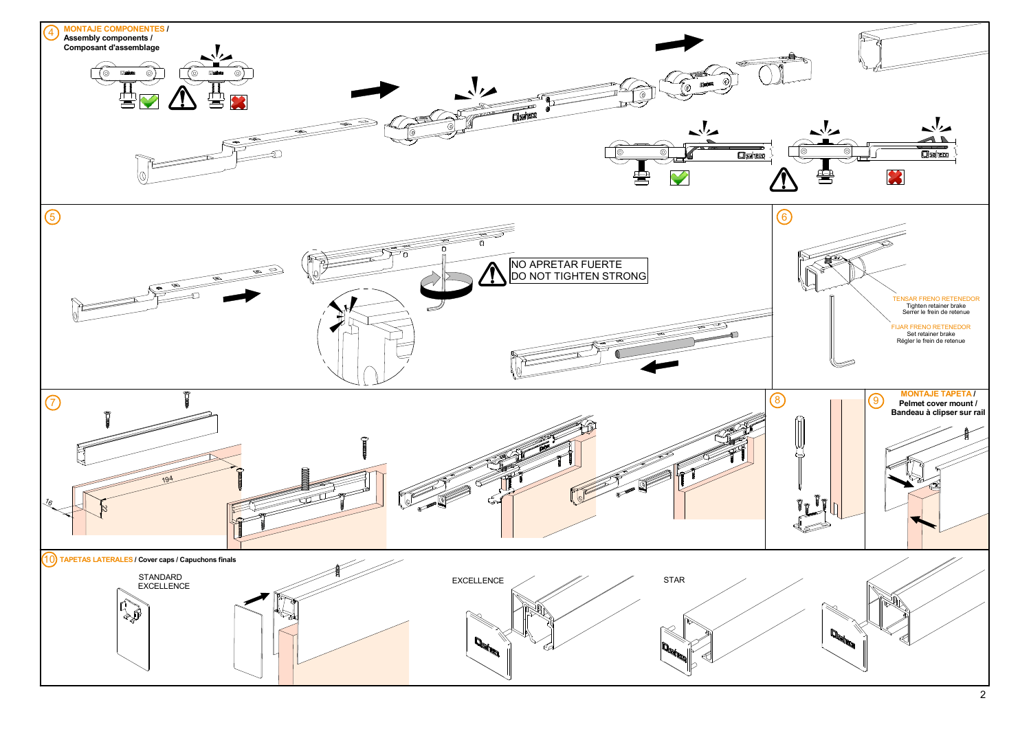## 4 MONTAJE COMPONENTES / Assembly components / Composant d'assemblage

## 5

NO APRETAR FUERTE
DO NOT TIGHTEN STRONG

## 6

TENSAR FRENO RETENEDOR
Tighten retainer brake
Serrer le frein de retenue

FIJAR FRENO RETENEDOR
Set retainer brake
Régler le frein de retenue

## 7

194

16

## 8

## 9 MONTAJE TAPETA / Pelmet cover mount / Bandeau à clipser sur rail

## 10 TAPETAS LATERALES / Cover caps / Capuchons finals

STANDARD
EXCELLENCE

EXCELLENCE

STAR